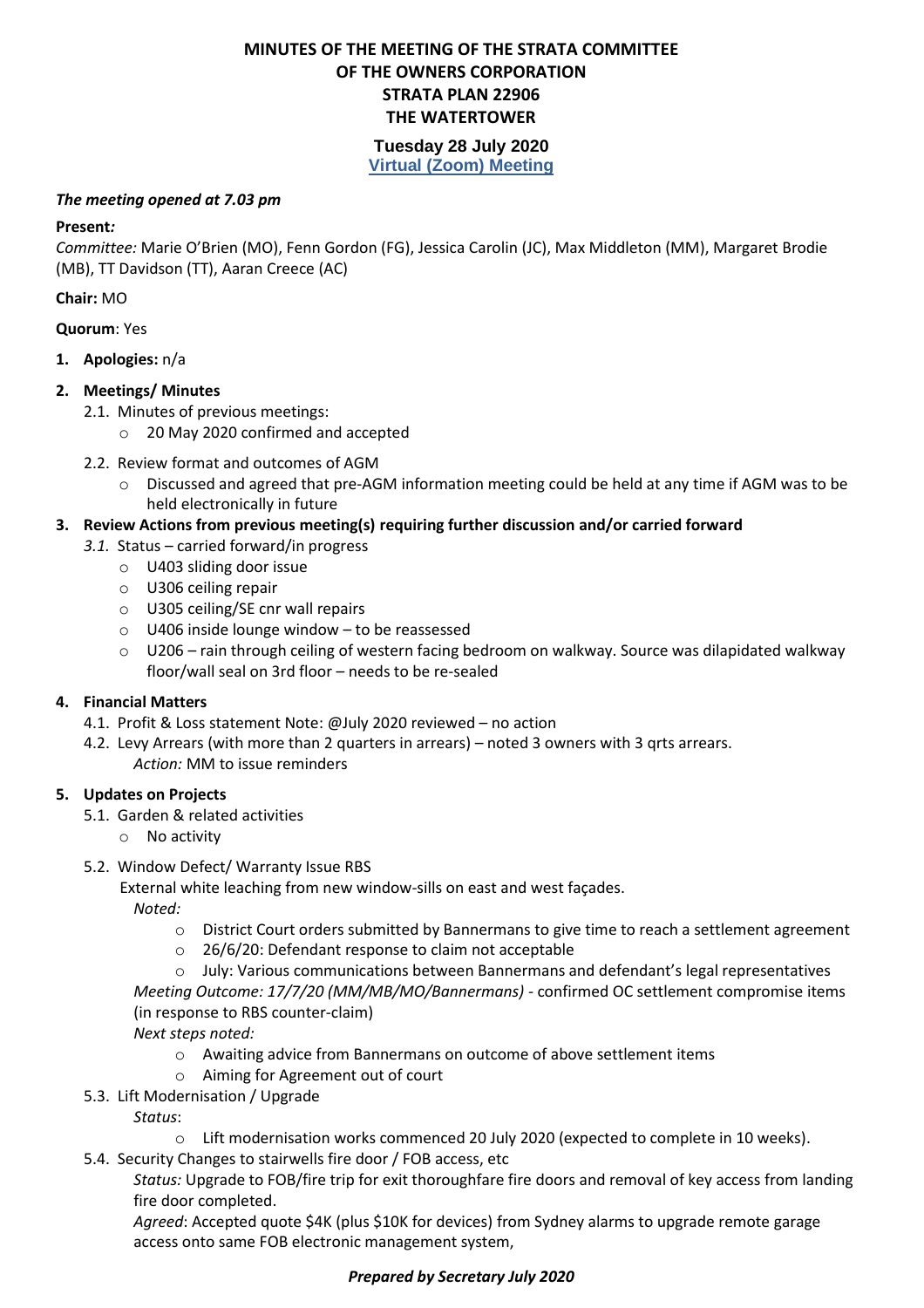# MINUTES OF THE MEETING OF THE STRATA COMMITTEE OF THE OWNERS CORPORATION STRATA PLAN 22906 THE WATERTOWER

**Tuesday 28 July 2020**

**Virtual (Zoom) Meeting**

***The meeting opened at 7.03 pm***

**Present*:***

*Committee:* Marie O'Brien (MO), Fenn Gordon (FG), Jessica Carolin (JC), Max Middleton (MM), Margaret Brodie (MB), TT Davidson (TT), Aaran Creece (AC)

**Chair:** MO

**Quorum**: Yes

1. **Apologies:** n/a

2. **Meetings/ Minutes**
   - 2.1. Minutes of previous meetings:
     - 20 May 2020 confirmed and accepted
   - 2.2. Review format and outcomes of AGM
     - Discussed and agreed that pre-AGM information meeting could be held at any time if AGM was to be held electronically in future

3. **Review Actions from previous meeting(s) requiring further discussion and/or carried forward**
   - *3.1.* Status – carried forward/in progress
     - U403 sliding door issue
     - U306 ceiling repair
     - U305 ceiling/SE cnr wall repairs
     - U406 inside lounge window – to be reassessed
     - U206 – rain through ceiling of western facing bedroom on walkway. Source was dilapidated walkway floor/wall seal on 3rd floor – needs to be re-sealed

4. **Financial Matters**
   - 4.1. Profit & Loss statement Note: @July 2020 reviewed – no action
   - 4.2. Levy Arrears (with more than 2 quarters in arrears) – noted 3 owners with 3 qrts arrears.
     *Action:* MM to issue reminders

5. **Updates on Projects**
   - 5.1. Garden & related activities
     - No activity
   - 5.2. Window Defect/ Warranty Issue RBS
     External white leaching from new window-sills on east and west façades.
     *Noted:*
     - District Court orders submitted by Bannermans to give time to reach a settlement agreement
     - 26/6/20: Defendant response to claim not acceptable
     - July: Various communications between Bannermans and defendant's legal representatives

     *Meeting Outcome: 17/7/20 (MM/MB/MO/Bannermans)* - confirmed OC settlement compromise items (in response to RBS counter-claim)
     *Next steps noted:*
     - Awaiting advice from Bannermans on outcome of above settlement items
     - Aiming for Agreement out of court
   - 5.3. Lift Modernisation / Upgrade
     *Status*:
     - Lift modernisation works commenced 20 July 2020 (expected to complete in 10 weeks).
   - 5.4. Security Changes to stairwells fire door / FOB access, etc
     *Status:* Upgrade to FOB/fire trip for exit thoroughfare fire doors and removal of key access from landing fire door completed.
     *Agreed*: Accepted quote $4K (plus $10K for devices) from Sydney alarms to upgrade remote garage access onto same FOB electronic management system,

***Prepared by Secretary July 2020***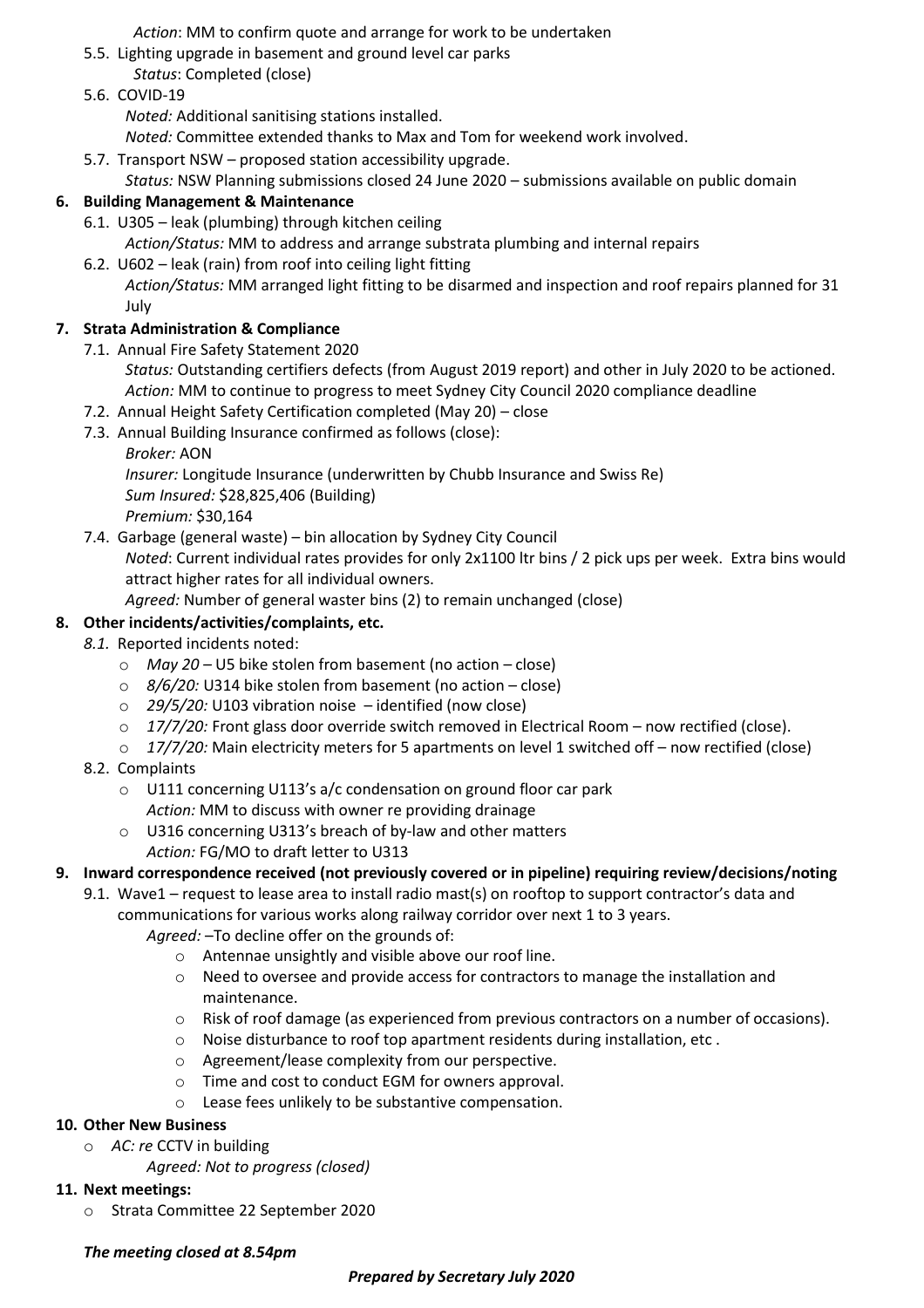*Action*: MM to confirm quote and arrange for work to be undertaken

5.5. Lighting upgrade in basement and ground level car parks
   *Status*: Completed (close)

5.6. COVID-19
   *Noted:* Additional sanitising stations installed.
   *Noted:* Committee extended thanks to Max and Tom for weekend work involved.

5.7. Transport NSW – proposed station accessibility upgrade.
   *Status:* NSW Planning submissions closed 24 June 2020 – submissions available on public domain

**6. Building Management & Maintenance**

6.1. U305 – leak (plumbing) through kitchen ceiling
   *Action/Status:* MM to address and arrange substrata plumbing and internal repairs

6.2. U602 – leak (rain) from roof into ceiling light fitting
   *Action/Status:* MM arranged light fitting to be disarmed and inspection and roof repairs planned for 31 July

**7. Strata Administration & Compliance**

7.1. Annual Fire Safety Statement 2020
   *Status:* Outstanding certifiers defects (from August 2019 report) and other in July 2020 to be actioned.
   *Action:* MM to continue to progress to meet Sydney City Council 2020 compliance deadline

7.2. Annual Height Safety Certification completed (May 20) – close

7.3. Annual Building Insurance confirmed as follows (close):
   *Broker:* AON
   *Insurer:* Longitude Insurance (underwritten by Chubb Insurance and Swiss Re)
   *Sum Insured:* $28,825,406 (Building)
   *Premium:* $30,164

7.4. Garbage (general waste) – bin allocation by Sydney City Council
   *Noted*: Current individual rates provides for only 2x1100 ltr bins / 2 pick ups per week. Extra bins would attract higher rates for all individual owners.
   *Agreed:* Number of general waster bins (2) to remain unchanged (close)

**8. Other incidents/activities/complaints, etc.**

*8.1.* Reported incidents noted:

- *May 20* – U5 bike stolen from basement (no action – close)
- *8/6/20:* U314 bike stolen from basement (no action – close)
- *29/5/20:* U103 vibration noise – identified (now close)
- *17/7/20:* Front glass door override switch removed in Electrical Room – now rectified (close).
- *17/7/20:* Main electricity meters for 5 apartments on level 1 switched off – now rectified (close)

8.2. Complaints

- U111 concerning U113's a/c condensation on ground floor car park
  *Action:* MM to discuss with owner re providing drainage
- U316 concerning U313's breach of by-law and other matters
  *Action:* FG/MO to draft letter to U313

**9. Inward correspondence received (not previously covered or in pipeline) requiring review/decisions/noting**

9.1. Wave1 – request to lease area to install radio mast(s) on rooftop to support contractor's data and communications for various works along railway corridor over next 1 to 3 years.
   *Agreed:* –To decline offer on the grounds of:
   - Antennae unsightly and visible above our roof line.
   - Need to oversee and provide access for contractors to manage the installation and maintenance.
   - Risk of roof damage (as experienced from previous contractors on a number of occasions).
   - Noise disturbance to roof top apartment residents during installation, etc .
   - Agreement/lease complexity from our perspective.
   - Time and cost to conduct EGM for owners approval.
   - Lease fees unlikely to be substantive compensation.

**10. Other New Business**

- *AC: re* CCTV in building
  *Agreed: Not to progress (closed)*

**11. Next meetings:**

- Strata Committee 22 September 2020

***The meeting closed at 8.54pm***

***Prepared by Secretary July 2020***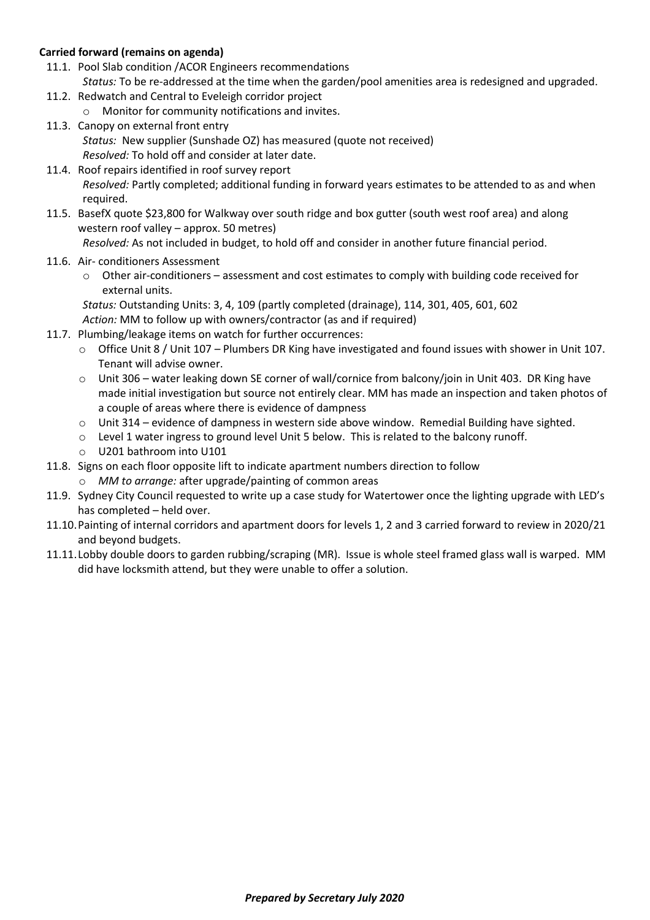**Carried forward (remains on agenda)**

11.1. Pool Slab condition /ACOR Engineers recommendations
  *Status:* To be re-addressed at the time when the garden/pool amenities area is redesigned and upgraded.

11.2. Redwatch and Central to Eveleigh corridor project
  - Monitor for community notifications and invites.

11.3. Canopy on external front entry
  *Status:* New supplier (Sunshade OZ) has measured (quote not received)
  *Resolved:* To hold off and consider at later date.

11.4. Roof repairs identified in roof survey report
  *Resolved:* Partly completed; additional funding in forward years estimates to be attended to as and when required.

11.5. BasefX quote $23,800 for Walkway over south ridge and box gutter (south west roof area) and along western roof valley – approx. 50 metres)
  *Resolved:* As not included in budget, to hold off and consider in another future financial period.

11.6. Air- conditioners Assessment
  - Other air-conditioners – assessment and cost estimates to comply with building code received for external units.

  *Status:* Outstanding Units: 3, 4, 109 (partly completed (drainage), 114, 301, 405, 601, 602
  *Action:* MM to follow up with owners/contractor (as and if required)

11.7. Plumbing/leakage items on watch for further occurrences:
  - Office Unit 8 / Unit 107 – Plumbers DR King have investigated and found issues with shower in Unit 107. Tenant will advise owner.
  - Unit 306 – water leaking down SE corner of wall/cornice from balcony/join in Unit 403. DR King have made initial investigation but source not entirely clear. MM has made an inspection and taken photos of a couple of areas where there is evidence of dampness
  - Unit 314 – evidence of dampness in western side above window. Remedial Building have sighted.
  - Level 1 water ingress to ground level Unit 5 below. This is related to the balcony runoff.
  - U201 bathroom into U101

11.8. Signs on each floor opposite lift to indicate apartment numbers direction to follow
  - *MM to arrange:* after upgrade/painting of common areas

11.9. Sydney City Council requested to write up a case study for Watertower once the lighting upgrade with LED's has completed – held over.

11.10. Painting of internal corridors and apartment doors for levels 1, 2 and 3 carried forward to review in 2020/21 and beyond budgets.

11.11. Lobby double doors to garden rubbing/scraping (MR). Issue is whole steel framed glass wall is warped. MM did have locksmith attend, but they were unable to offer a solution.

***Prepared by Secretary July 2020***